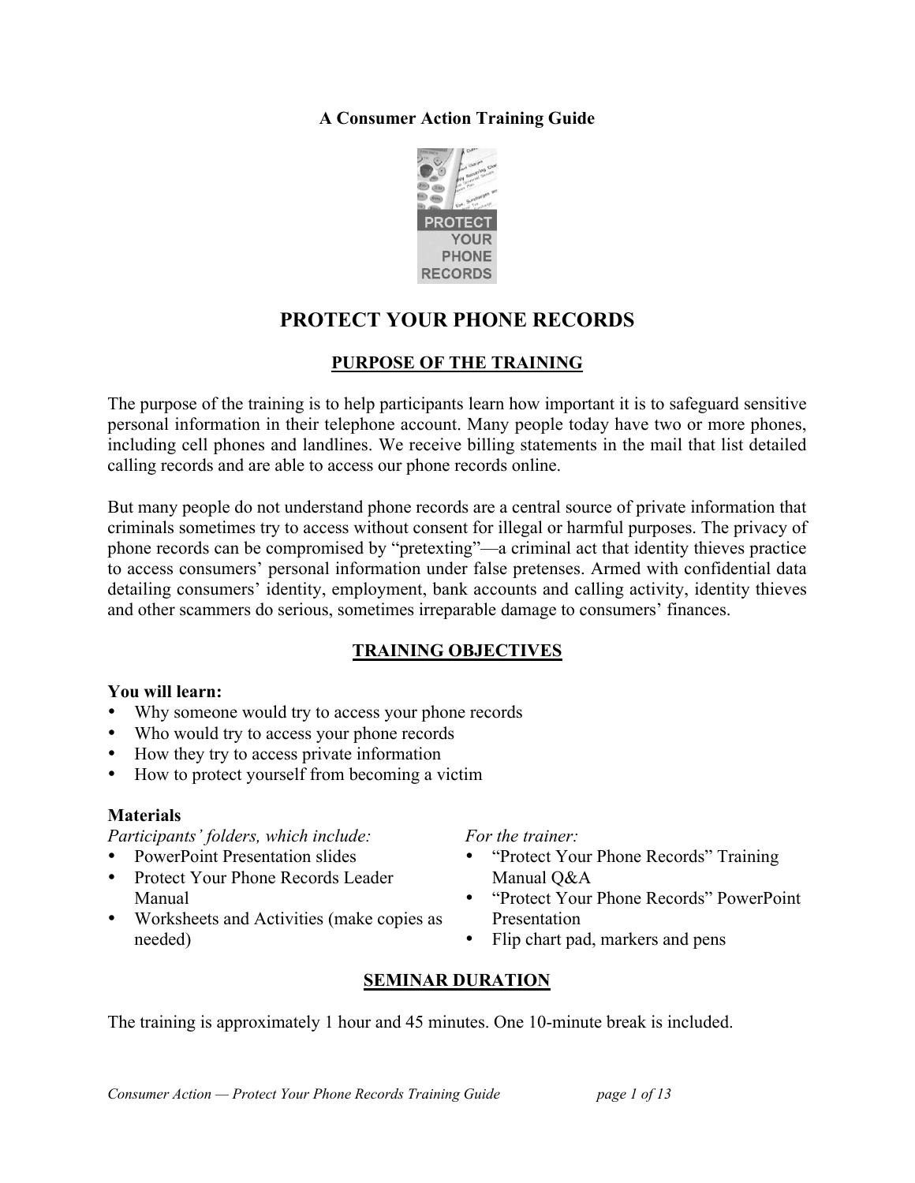**A Consumer Action Training Guide**

# PROTECT YOUR PHONE RECORDS

## PURPOSE OF THE TRAINING

The purpose of the training is to help participants learn how important it is to safeguard sensitive personal information in their telephone account. Many people today have two or more phones, including cell phones and landlines. We receive billing statements in the mail that list detailed calling records and are able to access our phone records online.

But many people do not understand phone records are a central source of private information that criminals sometimes try to access without consent for illegal or harmful purposes. The privacy of phone records can be compromised by "pretexting"—a criminal act that identity thieves practice to access consumers' personal information under false pretenses. Armed with confidential data detailing consumers' identity, employment, bank accounts and calling activity, identity thieves and other scammers do serious, sometimes irreparable damage to consumers' finances.

## TRAINING OBJECTIVES

**You will learn:**

- Why someone would try to access your phone records
- Who would try to access your phone records
- How they try to access private information
- How to protect yourself from becoming a victim

**Materials**

*Participants' folders, which include:*

- PowerPoint Presentation slides
- Protect Your Phone Records Leader Manual
- Worksheets and Activities (make copies as needed)

*For the trainer:*

- "Protect Your Phone Records" Training Manual Q&A
- "Protect Your Phone Records" PowerPoint Presentation
- Flip chart pad, markers and pens

## SEMINAR DURATION

The training is approximately 1 hour and 45 minutes. One 10-minute break is included.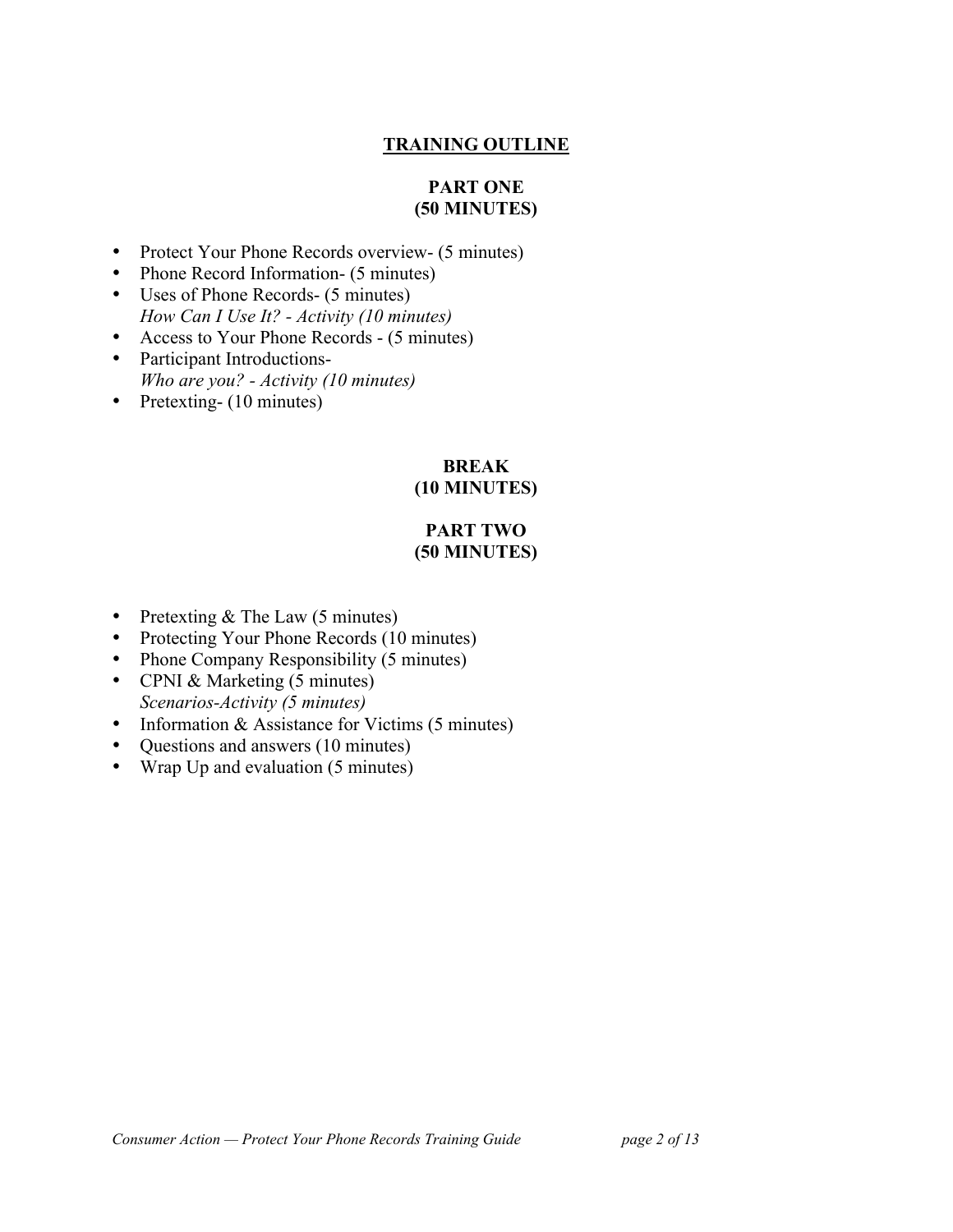## TRAINING OUTLINE

### PART ONE
### (50 MINUTES)

- Protect Your Phone Records overview- (5 minutes)
- Phone Record Information- (5 minutes)
- Uses of Phone Records- (5 minutes)
  *How Can I Use It? - Activity (10 minutes)*
- Access to Your Phone Records - (5 minutes)
- Participant Introductions-
  *Who are you? - Activity (10 minutes)*
- Pretexting- (10 minutes)

### BREAK
### (10 MINUTES)

### PART TWO
### (50 MINUTES)

- Pretexting & The Law (5 minutes)
- Protecting Your Phone Records (10 minutes)
- Phone Company Responsibility (5 minutes)
- CPNI & Marketing (5 minutes)
  *Scenarios-Activity (5 minutes)*
- Information & Assistance for Victims (5 minutes)
- Questions and answers (10 minutes)
- Wrap Up and evaluation (5 minutes)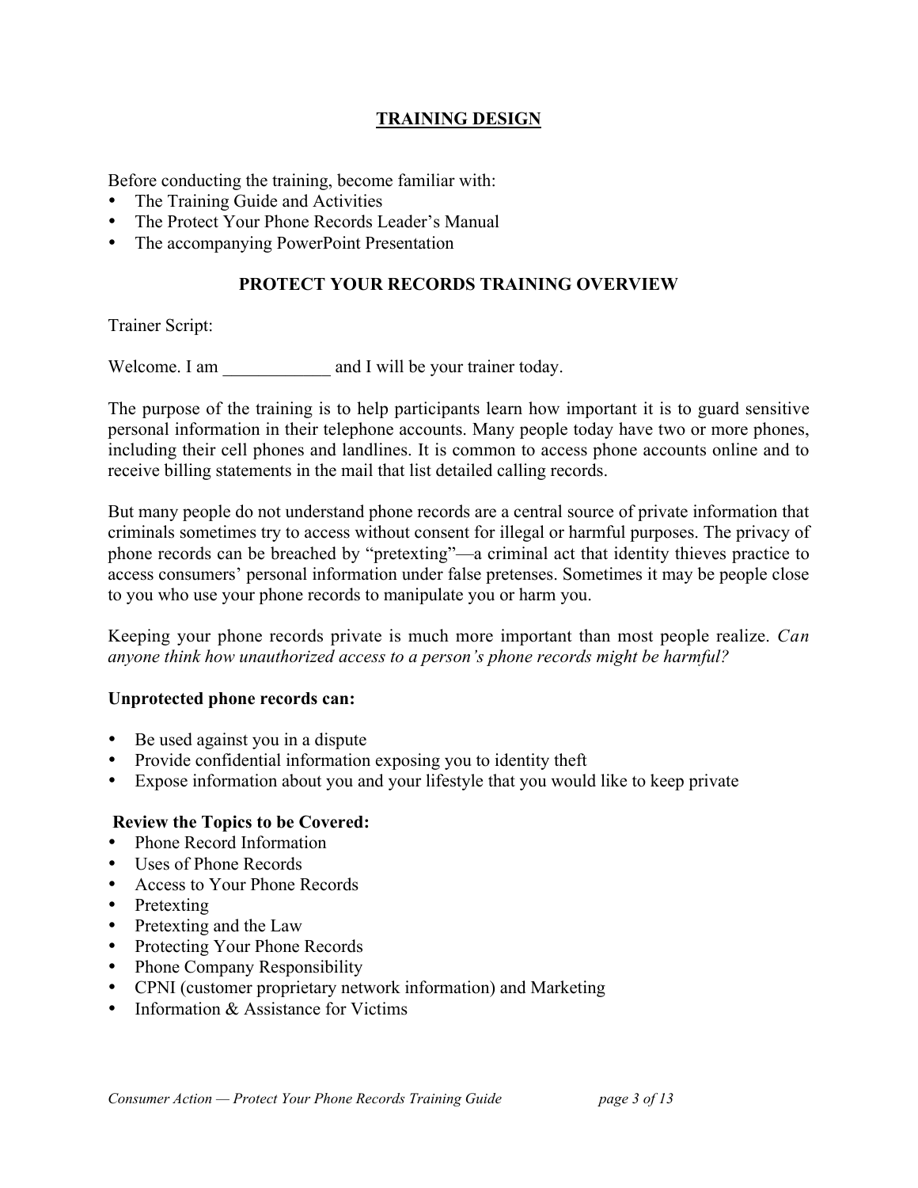## TRAINING DESIGN

Before conducting the training, become familiar with:

- The Training Guide and Activities
- The Protect Your Phone Records Leader's Manual
- The accompanying PowerPoint Presentation

## PROTECT YOUR RECORDS TRAINING OVERVIEW

Trainer Script:

Welcome. I am ____________ and I will be your trainer today.

The purpose of the training is to help participants learn how important it is to guard sensitive personal information in their telephone accounts. Many people today have two or more phones, including their cell phones and landlines. It is common to access phone accounts online and to receive billing statements in the mail that list detailed calling records.

But many people do not understand phone records are a central source of private information that criminals sometimes try to access without consent for illegal or harmful purposes. The privacy of phone records can be breached by "pretexting"—a criminal act that identity thieves practice to access consumers' personal information under false pretenses. Sometimes it may be people close to you who use your phone records to manipulate you or harm you.

Keeping your phone records private is much more important than most people realize. *Can anyone think how unauthorized access to a person's phone records might be harmful?*

**Unprotected phone records can:**

- Be used against you in a dispute
- Provide confidential information exposing you to identity theft
- Expose information about you and your lifestyle that you would like to keep private

**Review the Topics to be Covered:**

- Phone Record Information
- Uses of Phone Records
- Access to Your Phone Records
- Pretexting
- Pretexting and the Law
- Protecting Your Phone Records
- Phone Company Responsibility
- CPNI (customer proprietary network information) and Marketing
- Information & Assistance for Victims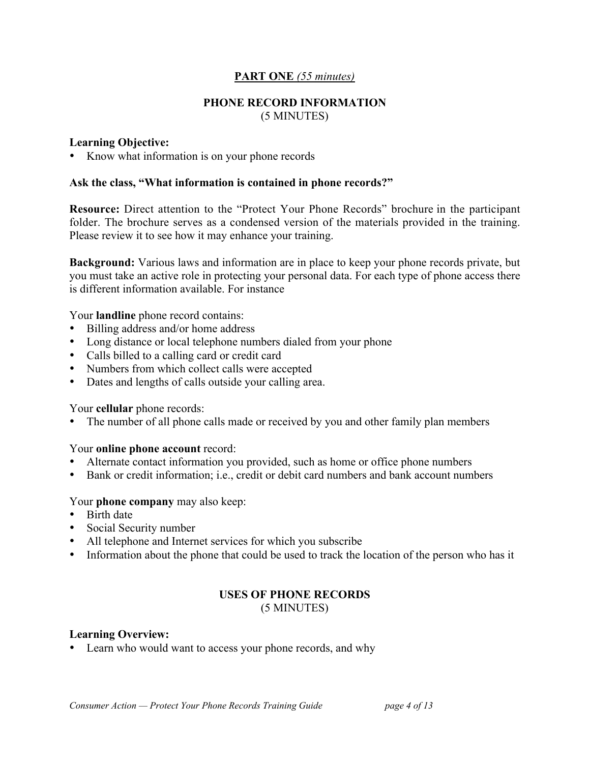## **PART ONE** *(55 minutes)*

### PHONE RECORD INFORMATION
(5 MINUTES)

**Learning Objective:**
- Know what information is on your phone records

**Ask the class, "What information is contained in phone records?"**

**Resource:** Direct attention to the "Protect Your Phone Records" brochure in the participant folder. The brochure serves as a condensed version of the materials provided in the training. Please review it to see how it may enhance your training.

**Background:** Various laws and information are in place to keep your phone records private, but you must take an active role in protecting your personal data. For each type of phone access there is different information available. For instance

Your **landline** phone record contains:
- Billing address and/or home address
- Long distance or local telephone numbers dialed from your phone
- Calls billed to a calling card or credit card
- Numbers from which collect calls were accepted
- Dates and lengths of calls outside your calling area.

Your **cellular** phone records:
- The number of all phone calls made or received by you and other family plan members

Your **online phone account** record:
- Alternate contact information you provided, such as home or office phone numbers
- Bank or credit information; i.e., credit or debit card numbers and bank account numbers

Your **phone company** may also keep:
- Birth date
- Social Security number
- All telephone and Internet services for which you subscribe
- Information about the phone that could be used to track the location of the person who has it

### USES OF PHONE RECORDS
(5 MINUTES)

**Learning Overview:**
- Learn who would want to access your phone records, and why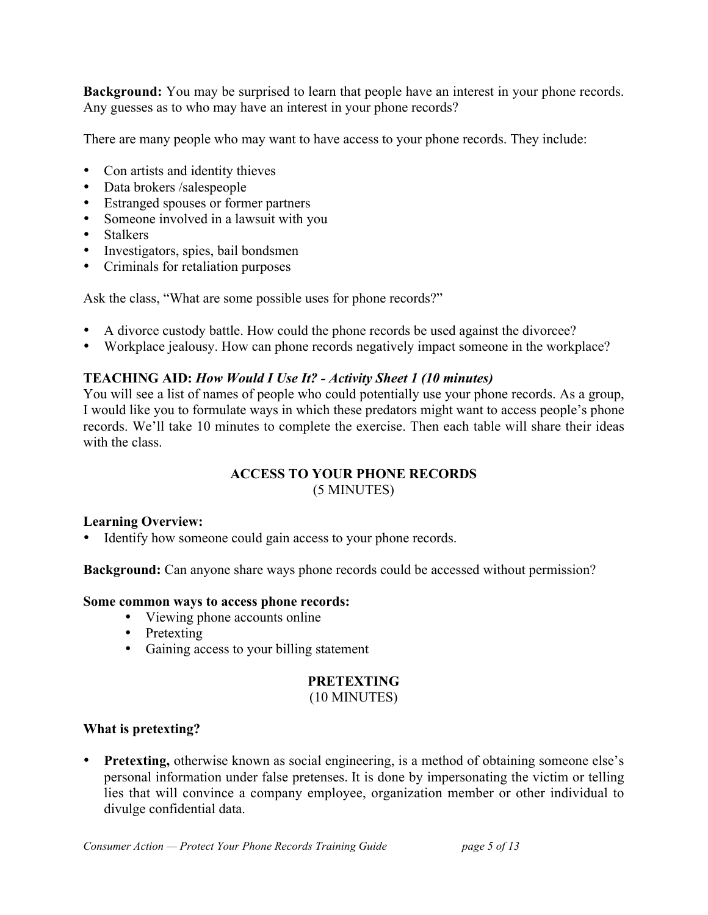**Background:** You may be surprised to learn that people have an interest in your phone records. Any guesses as to who may have an interest in your phone records?

There are many people who may want to have access to your phone records. They include:

- Con artists and identity thieves
- Data brokers /salespeople
- Estranged spouses or former partners
- Someone involved in a lawsuit with you
- Stalkers
- Investigators, spies, bail bondsmen
- Criminals for retaliation purposes

Ask the class, "What are some possible uses for phone records?"

- A divorce custody battle. How could the phone records be used against the divorcee?
- Workplace jealousy. How can phone records negatively impact someone in the workplace?

**TEACHING AID:** ***How Would I Use It? - Activity Sheet 1 (10 minutes)***
You will see a list of names of people who could potentially use your phone records. As a group, I would like you to formulate ways in which these predators might want to access people's phone records. We'll take 10 minutes to complete the exercise. Then each table will share their ideas with the class.

## ACCESS TO YOUR PHONE RECORDS
(5 MINUTES)

**Learning Overview:**
- Identify how someone could gain access to your phone records.

**Background:** Can anyone share ways phone records could be accessed without permission?

**Some common ways to access phone records:**
- Viewing phone accounts online
- Pretexting
- Gaining access to your billing statement

## PRETEXTING
(10 MINUTES)

**What is pretexting?**

- **Pretexting,** otherwise known as social engineering, is a method of obtaining someone else's personal information under false pretenses. It is done by impersonating the victim or telling lies that will convince a company employee, organization member or other individual to divulge confidential data.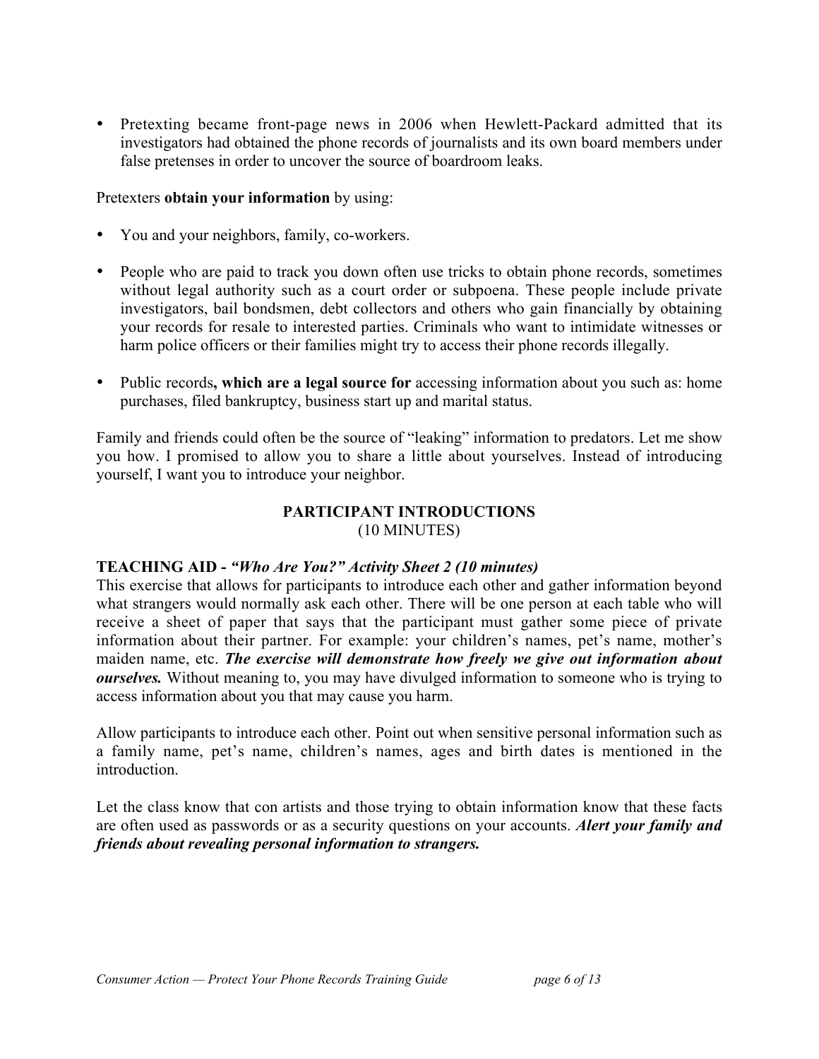- Pretexting became front-page news in 2006 when Hewlett-Packard admitted that its investigators had obtained the phone records of journalists and its own board members under false pretenses in order to uncover the source of boardroom leaks.

Pretexters **obtain your information** by using:

- You and your neighbors, family, co-workers.

- People who are paid to track you down often use tricks to obtain phone records, sometimes without legal authority such as a court order or subpoena. These people include private investigators, bail bondsmen, debt collectors and others who gain financially by obtaining your records for resale to interested parties. Criminals who want to intimidate witnesses or harm police officers or their families might try to access their phone records illegally.

- Public records**, which are a legal source for** accessing information about you such as: home purchases, filed bankruptcy, business start up and marital status.

Family and friends could often be the source of "leaking" information to predators. Let me show you how. I promised to allow you to share a little about yourselves. Instead of introducing yourself, I want you to introduce your neighbor.

## PARTICIPANT INTRODUCTIONS
(10 MINUTES)

**TEACHING AID -** ***"Who Are You?" Activity Sheet 2 (10 minutes)***
This exercise that allows for participants to introduce each other and gather information beyond what strangers would normally ask each other. There will be one person at each table who will receive a sheet of paper that says that the participant must gather some piece of private information about their partner. For example: your children's names, pet's name, mother's maiden name, etc. ***The exercise will demonstrate how freely we give out information about ourselves.*** Without meaning to, you may have divulged information to someone who is trying to access information about you that may cause you harm.

Allow participants to introduce each other. Point out when sensitive personal information such as a family name, pet's name, children's names, ages and birth dates is mentioned in the introduction.

Let the class know that con artists and those trying to obtain information know that these facts are often used as passwords or as a security questions on your accounts. ***Alert your family and friends about revealing personal information to strangers.***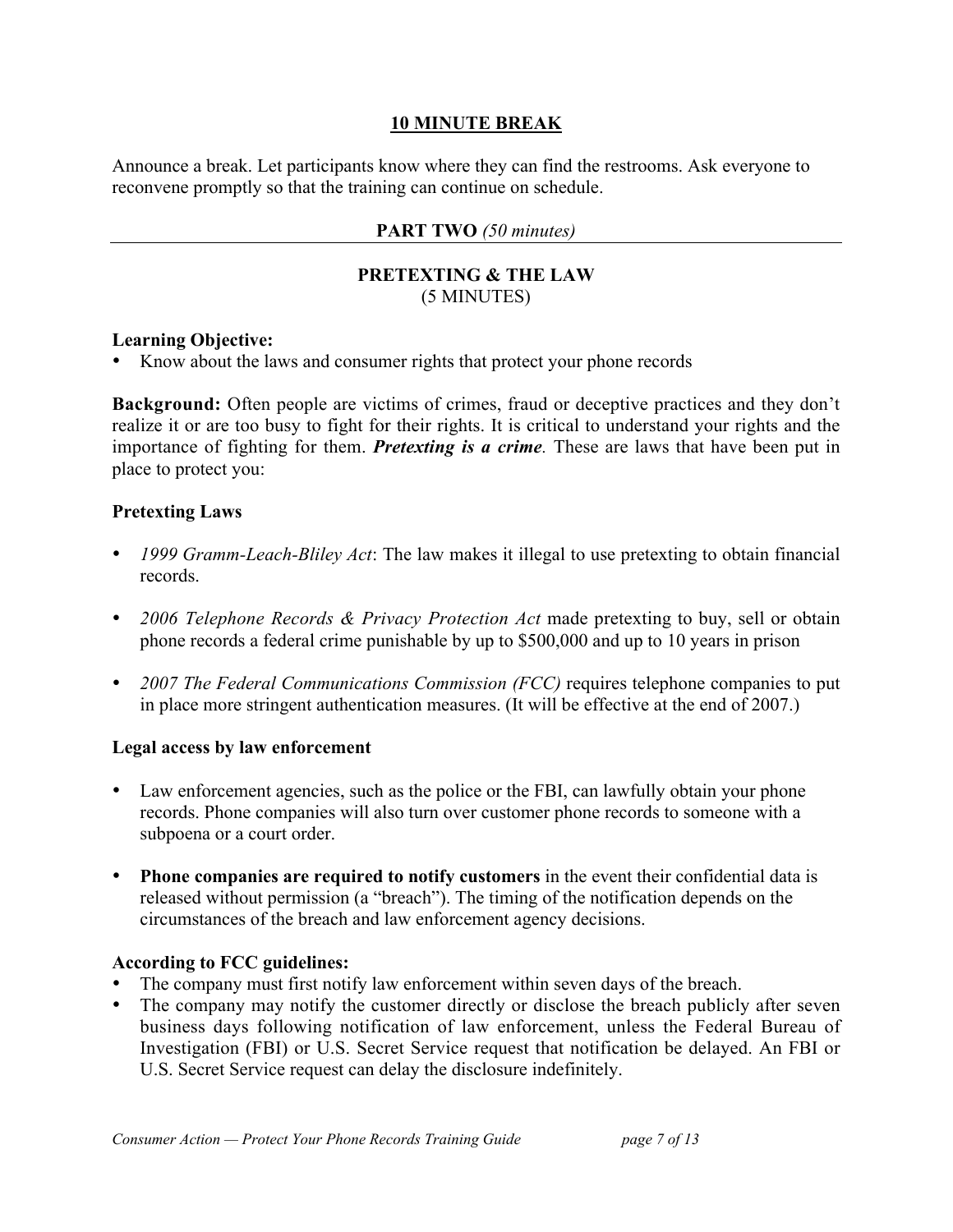## 10 MINUTE BREAK

Announce a break. Let participants know where they can find the restrooms. Ask everyone to reconvene promptly so that the training can continue on schedule.

## PART TWO *(50 minutes)*

### PRETEXTING & THE LAW
(5 MINUTES)

**Learning Objective:**

- Know about the laws and consumer rights that protect your phone records

**Background:** Often people are victims of crimes, fraud or deceptive practices and they don't realize it or are too busy to fight for their rights. It is critical to understand your rights and the importance of fighting for them. ***Pretexting is a crime***. These are laws that have been put in place to protect you:

**Pretexting Laws**

- *1999 Gramm-Leach-Bliley Act*: The law makes it illegal to use pretexting to obtain financial records.
- *2006 Telephone Records & Privacy Protection Act* made pretexting to buy, sell or obtain phone records a federal crime punishable by up to $500,000 and up to 10 years in prison
- *2007 The Federal Communications Commission (FCC)* requires telephone companies to put in place more stringent authentication measures. (It will be effective at the end of 2007.)

**Legal access by law enforcement**

- Law enforcement agencies, such as the police or the FBI, can lawfully obtain your phone records. Phone companies will also turn over customer phone records to someone with a subpoena or a court order.
- **Phone companies are required to notify customers** in the event their confidential data is released without permission (a "breach"). The timing of the notification depends on the circumstances of the breach and law enforcement agency decisions.

**According to FCC guidelines:**

- The company must first notify law enforcement within seven days of the breach.
- The company may notify the customer directly or disclose the breach publicly after seven business days following notification of law enforcement, unless the Federal Bureau of Investigation (FBI) or U.S. Secret Service request that notification be delayed. An FBI or U.S. Secret Service request can delay the disclosure indefinitely.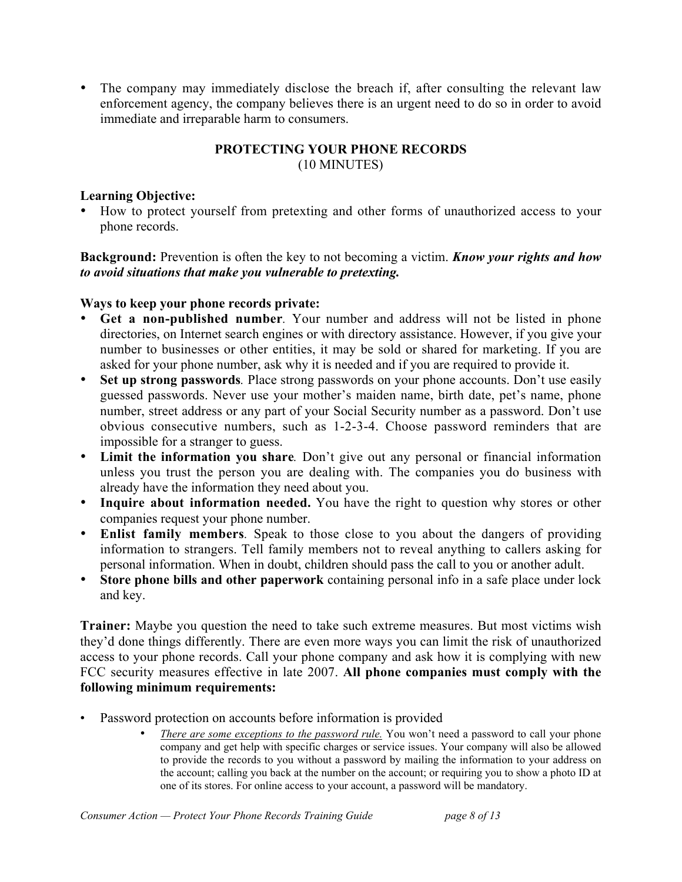- The company may immediately disclose the breach if, after consulting the relevant law enforcement agency, the company believes there is an urgent need to do so in order to avoid immediate and irreparable harm to consumers.

## PROTECTING YOUR PHONE RECORDS
(10 MINUTES)

**Learning Objective:**

- How to protect yourself from pretexting and other forms of unauthorized access to your phone records.

**Background:** Prevention is often the key to not becoming a victim. ***Know your rights and how to avoid situations that make you vulnerable to pretexting.***

**Ways to keep your phone records private:**

- **Get a non-published number**. Your number and address will not be listed in phone directories, on Internet search engines or with directory assistance. However, if you give your number to businesses or other entities, it may be sold or shared for marketing. If you are asked for your phone number, ask why it is needed and if you are required to provide it.
- **Set up strong passwords**. Place strong passwords on your phone accounts. Don't use easily guessed passwords. Never use your mother's maiden name, birth date, pet's name, phone number, street address or any part of your Social Security number as a password. Don't use obvious consecutive numbers, such as 1-2-3-4. Choose password reminders that are impossible for a stranger to guess.
- **Limit the information you share**. Don't give out any personal or financial information unless you trust the person you are dealing with. The companies you do business with already have the information they need about you.
- **Inquire about information needed.** You have the right to question why stores or other companies request your phone number.
- **Enlist family members**. Speak to those close to you about the dangers of providing information to strangers. Tell family members not to reveal anything to callers asking for personal information. When in doubt, children should pass the call to you or another adult.
- **Store phone bills and other paperwork** containing personal info in a safe place under lock and key.

**Trainer:** Maybe you question the need to take such extreme measures. But most victims wish they'd done things differently. There are even more ways you can limit the risk of unauthorized access to your phone records. Call your phone company and ask how it is complying with new FCC security measures effective in late 2007. **All phone companies must comply with the following minimum requirements:**

- Password protection on accounts before information is provided
  - *There are some exceptions to the password rule.* You won't need a password to call your phone company and get help with specific charges or service issues. Your company will also be allowed to provide the records to you without a password by mailing the information to your address on the account; calling you back at the number on the account; or requiring you to show a photo ID at one of its stores. For online access to your account, a password will be mandatory.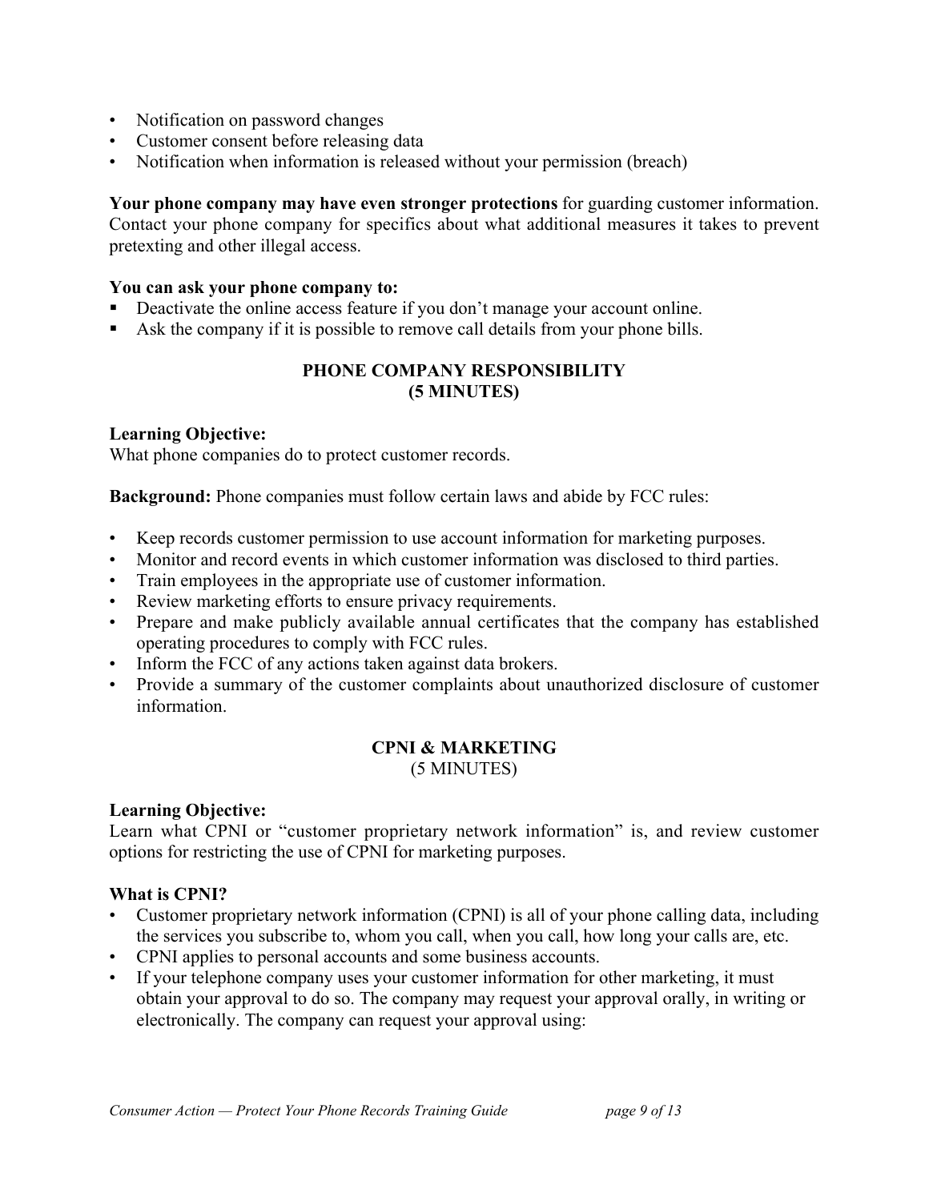- Notification on password changes
- Customer consent before releasing data
- Notification when information is released without your permission (breach)

**Your phone company may have even stronger protections** for guarding customer information. Contact your phone company for specifics about what additional measures it takes to prevent pretexting and other illegal access.

**You can ask your phone company to:**

- Deactivate the online access feature if you don't manage your account online.
- Ask the company if it is possible to remove call details from your phone bills.

## PHONE COMPANY RESPONSIBILITY (5 MINUTES)

**Learning Objective:**
What phone companies do to protect customer records.

**Background:** Phone companies must follow certain laws and abide by FCC rules:

- Keep records customer permission to use account information for marketing purposes.
- Monitor and record events in which customer information was disclosed to third parties.
- Train employees in the appropriate use of customer information.
- Review marketing efforts to ensure privacy requirements.
- Prepare and make publicly available annual certificates that the company has established operating procedures to comply with FCC rules.
- Inform the FCC of any actions taken against data brokers.
- Provide a summary of the customer complaints about unauthorized disclosure of customer information.

## CPNI & MARKETING (5 MINUTES)

**Learning Objective:**
Learn what CPNI or "customer proprietary network information" is, and review customer options for restricting the use of CPNI for marketing purposes.

**What is CPNI?**

- Customer proprietary network information (CPNI) is all of your phone calling data, including the services you subscribe to, whom you call, when you call, how long your calls are, etc.
- CPNI applies to personal accounts and some business accounts.
- If your telephone company uses your customer information for other marketing, it must obtain your approval to do so. The company may request your approval orally, in writing or electronically. The company can request your approval using: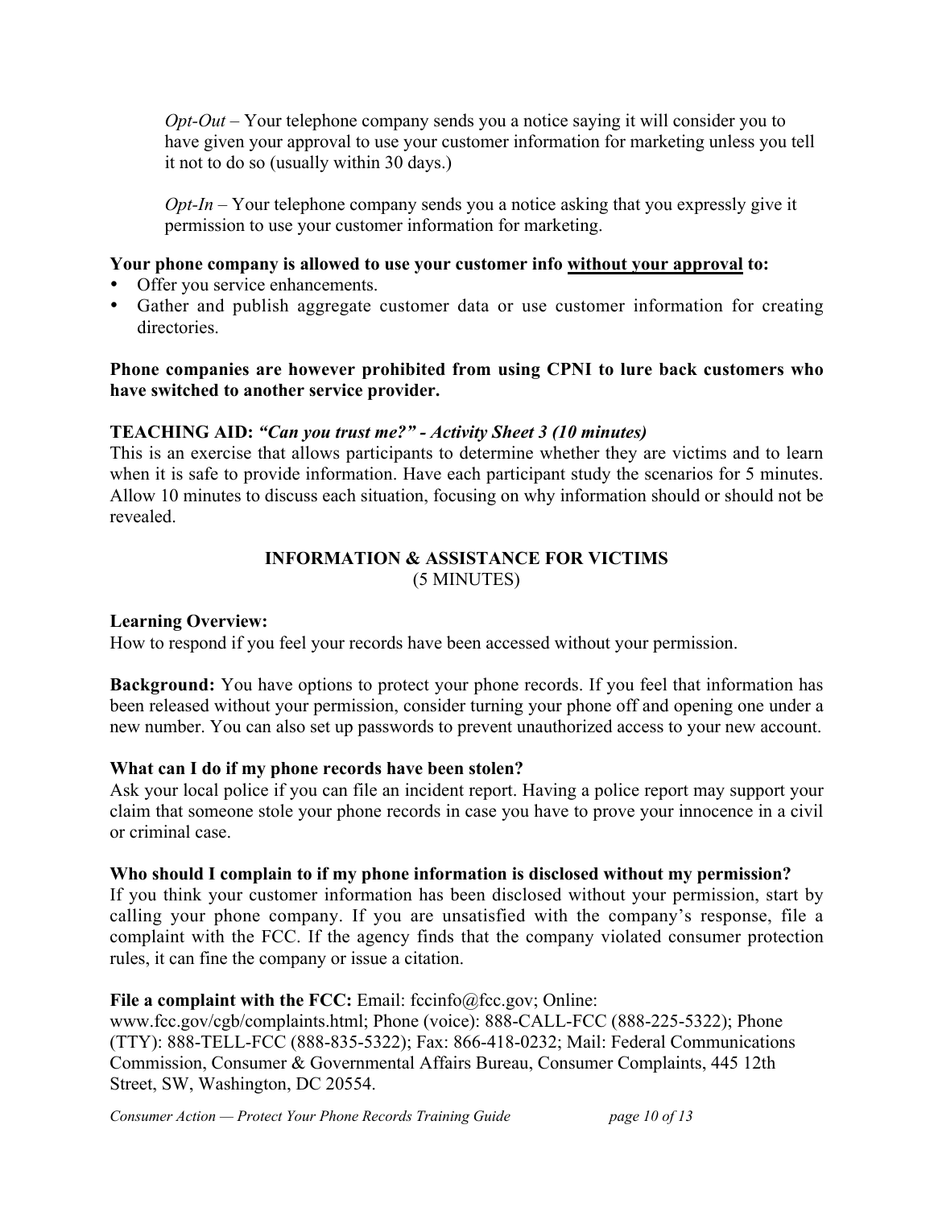*Opt-Out* – Your telephone company sends you a notice saying it will consider you to have given your approval to use your customer information for marketing unless you tell it not to do so (usually within 30 days.)

*Opt-In* – Your telephone company sends you a notice asking that you expressly give it permission to use your customer information for marketing.

**Your phone company is allowed to use your customer info <u>without your approval</u> to:**

- Offer you service enhancements.
- Gather and publish aggregate customer data or use customer information for creating directories.

**Phone companies are however prohibited from using CPNI to lure back customers who have switched to another service provider.**

**TEACHING AID:** ***"Can you trust me?" - Activity Sheet 3 (10 minutes)***
This is an exercise that allows participants to determine whether they are victims and to learn when it is safe to provide information. Have each participant study the scenarios for 5 minutes. Allow 10 minutes to discuss each situation, focusing on why information should or should not be revealed.

## INFORMATION & ASSISTANCE FOR VICTIMS
(5 MINUTES)

**Learning Overview:**
How to respond if you feel your records have been accessed without your permission.

**Background:** You have options to protect your phone records. If you feel that information has been released without your permission, consider turning your phone off and opening one under a new number. You can also set up passwords to prevent unauthorized access to your new account.

**What can I do if my phone records have been stolen?**
Ask your local police if you can file an incident report. Having a police report may support your claim that someone stole your phone records in case you have to prove your innocence in a civil or criminal case.

**Who should I complain to if my phone information is disclosed without my permission?**
If you think your customer information has been disclosed without your permission, start by calling your phone company. If you are unsatisfied with the company's response, file a complaint with the FCC. If the agency finds that the company violated consumer protection rules, it can fine the company or issue a citation.

**File a complaint with the FCC:** Email: fccinfo@fcc.gov; Online: www.fcc.gov/cgb/complaints.html; Phone (voice): 888-CALL-FCC (888-225-5322); Phone (TTY): 888-TELL-FCC (888-835-5322); Fax: 866-418-0232; Mail: Federal Communications Commission, Consumer & Governmental Affairs Bureau, Consumer Complaints, 445 12th Street, SW, Washington, DC 20554.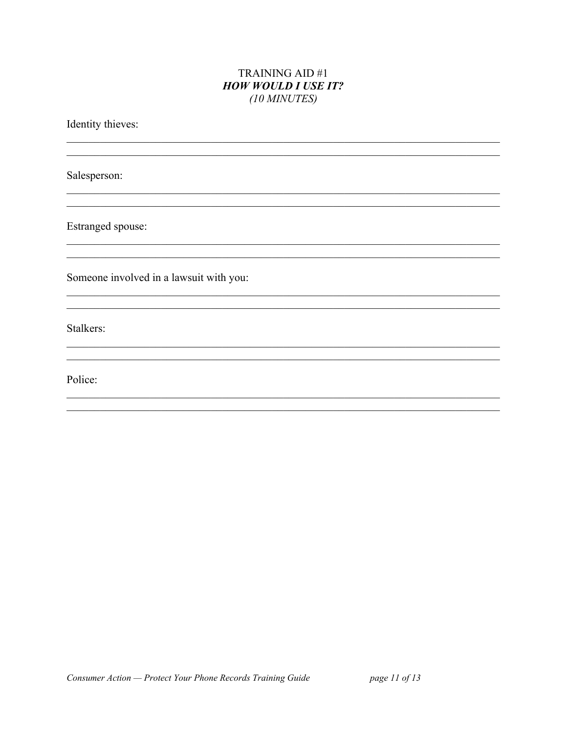# TRAINING AID #1

## ***HOW WOULD I USE IT?***

*(10 MINUTES)*

Identity thieves:

______________________________________________________________________________

______________________________________________________________________________

Salesperson:

______________________________________________________________________________

______________________________________________________________________________

Estranged spouse:

______________________________________________________________________________

______________________________________________________________________________

Someone involved in a lawsuit with you:

______________________________________________________________________________

______________________________________________________________________________

Stalkers:

______________________________________________________________________________

______________________________________________________________________________

Police:

______________________________________________________________________________

______________________________________________________________________________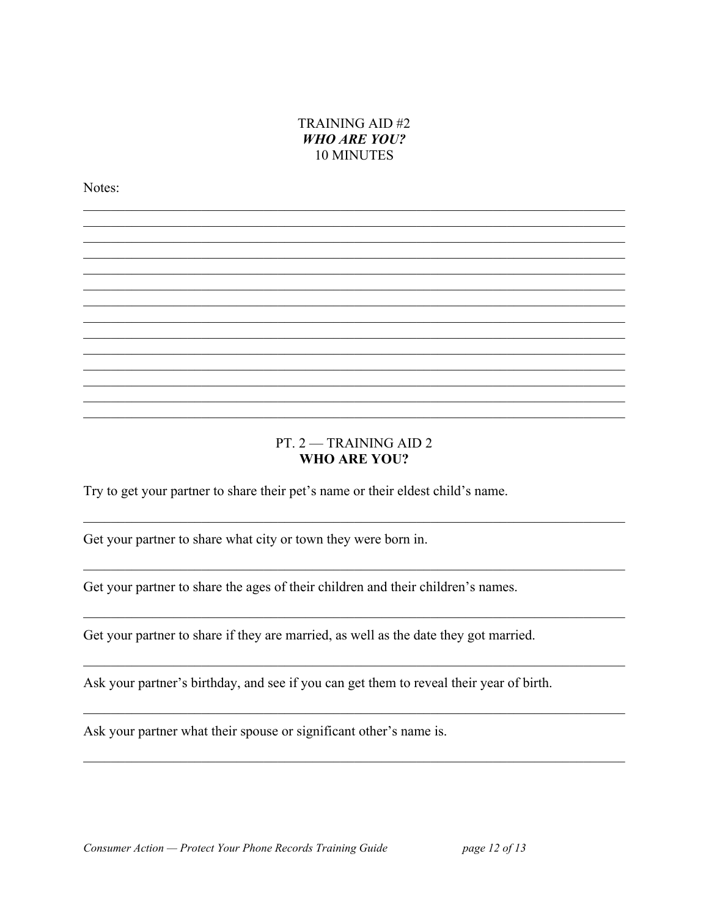TRAINING AID #2

***WHO ARE YOU?***

10 MINUTES

Notes:

PT. 2 — TRAINING AID 2

**WHO ARE YOU?**

Try to get your partner to share their pet's name or their eldest child's name.

Get your partner to share what city or town they were born in.

Get your partner to share the ages of their children and their children's names.

Get your partner to share if they are married, as well as the date they got married.

Ask your partner's birthday, and see if you can get them to reveal their year of birth.

Ask your partner what their spouse or significant other's name is.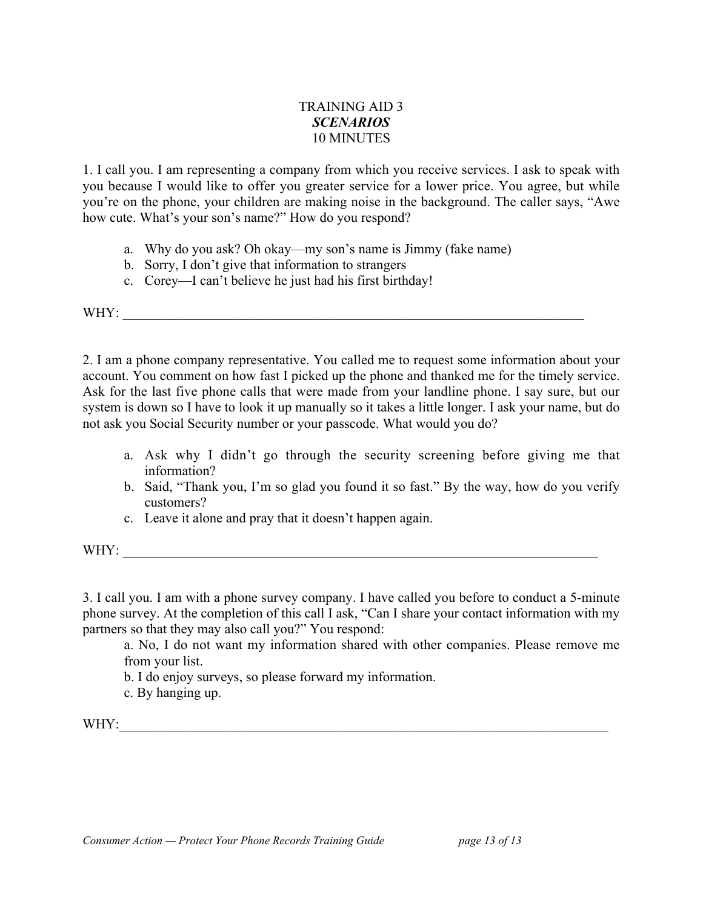# TRAINING AID 3
## ***SCENARIOS***
### 10 MINUTES

1. I call you. I am representing a company from which you receive services. I ask to speak with you because I would like to offer you greater service for a lower price. You agree, but while you're on the phone, your children are making noise in the background. The caller says, "Awe how cute. What's your son's name?" How do you respond?

   a. Why do you ask? Oh okay—my son's name is Jimmy (fake name)
   b. Sorry, I don't give that information to strangers
   c. Corey—I can't believe he just had his first birthday!

WHY: ______________________________________________________________________

2. I am a phone company representative. You called me to request some information about your account. You comment on how fast I picked up the phone and thanked me for the timely service. Ask for the last five phone calls that were made from your landline phone. I say sure, but our system is down so I have to look it up manually so it takes a little longer. I ask your name, but do not ask you Social Security number or your passcode. What would you do?

   a. Ask why I didn't go through the security screening before giving me that information?
   b. Said, "Thank you, I'm so glad you found it so fast." By the way, how do you verify customers?
   c. Leave it alone and pray that it doesn't happen again.

WHY: ______________________________________________________________________

3. I call you. I am with a phone survey company. I have called you before to conduct a 5-minute phone survey. At the completion of this call I ask, "Can I share your contact information with my partners so that they may also call you?" You respond:

   a. No, I do not want my information shared with other companies. Please remove me from your list.
   b. I do enjoy surveys, so please forward my information.
   c. By hanging up.

WHY:_______________________________________________________________________